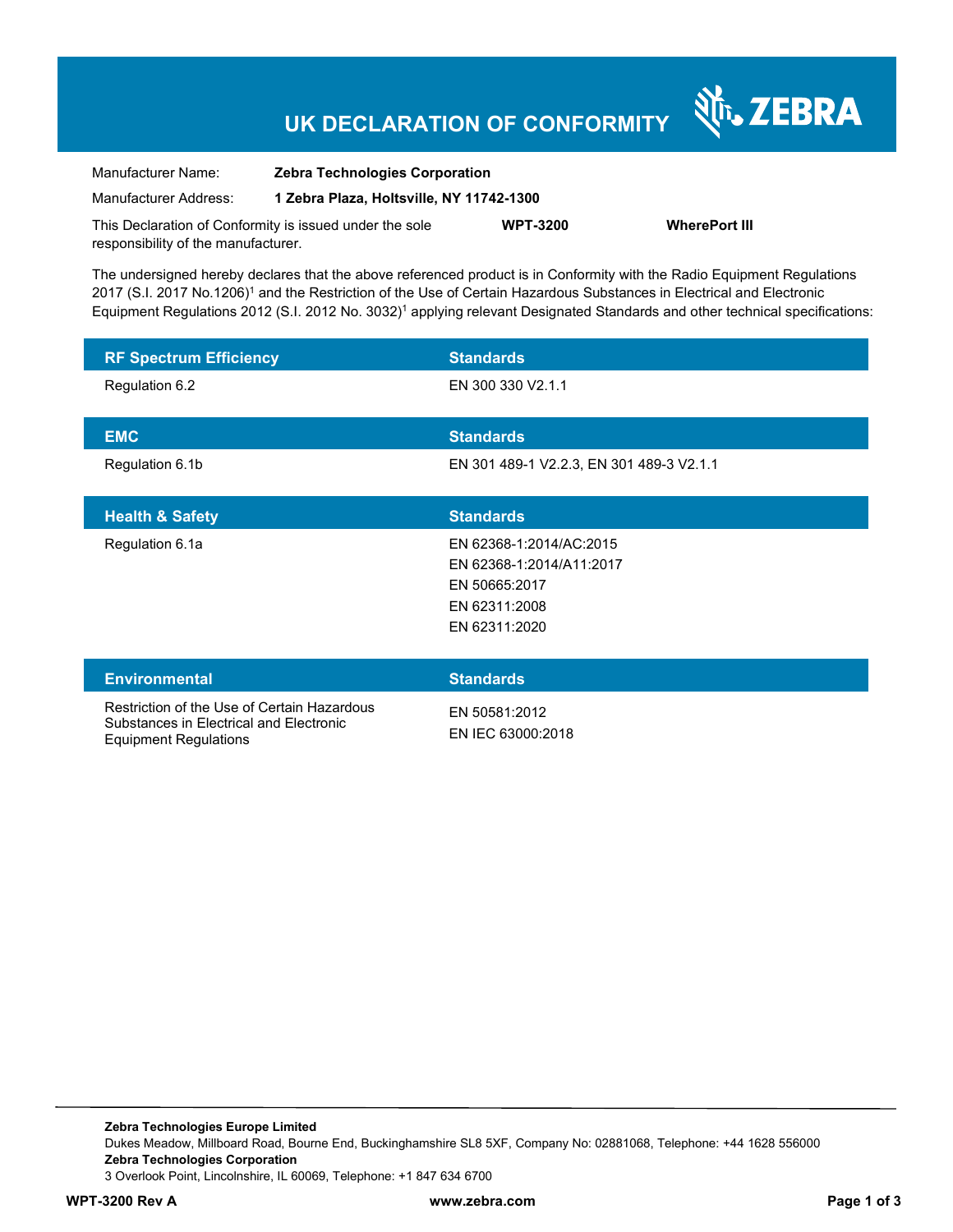# UK DECLARATION OF CONFORMITY

ZEBRA

Manufacturer Name: **Zebra Technologies Corporation**

Manufacturer Address: **1 Zebra Plaza, Holtsville, NY 11742-1300**

This Declaration of Conformity is issued under the sole responsibility of the manufacturer. **WPT-3200** **WherePort III**

The undersigned hereby declares that the above referenced product is in Conformity with the Radio Equipment Regulations 2017 (S.I. 2017 No.1206)[1] and the Restriction of the Use of Certain Hazardous Substances in Electrical and Electronic Equipment Regulations 2012 (S.I. 2012 No. 3032)[1] applying relevant Designated Standards and other technical specifications:

| RF Spectrum Efficiency | Standards |
|---|---|
| Regulation 6.2 | EN 300 330 V2.1.1 |

| EMC | Standards |
|---|---|
| Regulation 6.1b | EN 301 489-1 V2.2.3, EN 301 489-3 V2.1.1 |

| Health & Safety | Standards |
|---|---|
| Regulation 6.1a | EN 62368-1:2014/AC:2015<br>EN 62368-1:2014/A11:2017<br>EN 50665:2017<br>EN 62311:2008<br>EN 62311:2020 |

| Environmental | Standards |
|---|---|
| Restriction of the Use of Certain Hazardous Substances in Electrical and Electronic Equipment Regulations | EN 50581:2012<br>EN IEC 63000:2018 |

**Zebra Technologies Europe Limited**
Dukes Meadow, Millboard Road, Bourne End, Buckinghamshire SL8 5XF, Company No: 02881068, Telephone: +44 1628 556000
**Zebra Technologies Corporation**
3 Overlook Point, Lincolnshire, IL 60069, Telephone: +1 847 634 6700

**WPT-3200 Rev A** **www.zebra.com**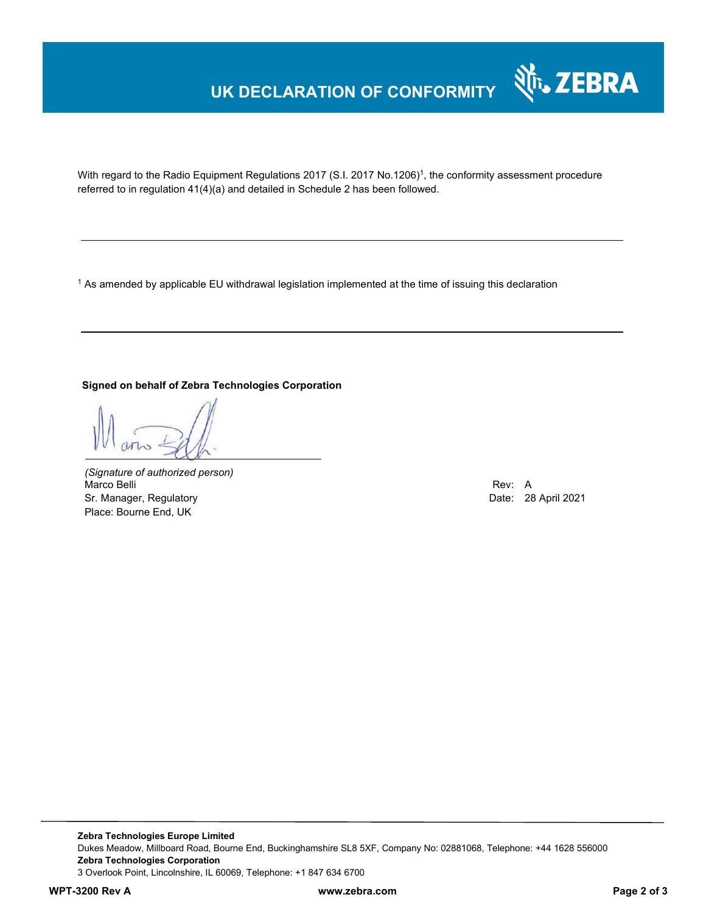# UK DECLARATION OF CONFORMITY

With regard to the Radio Equipment Regulations 2017 (S.I. 2017 No.1206)[1], the conformity assessment procedure referred to in regulation 41(4)(a) and detailed in Schedule 2 has been followed.

---

[1] As amended by applicable EU withdrawal legislation implemented at the time of issuing this declaration

---

**Signed on behalf of Zebra Technologies Corporation**

*(Signature of authorized person)*
Marco Belli
Sr. Manager, Regulatory
Place: Bourne End, UK

Rev: A
Date: 28 April 2021

**Zebra Technologies Europe Limited**
Dukes Meadow, Millboard Road, Bourne End, Buckinghamshire SL8 5XF, Company No: 02881068, Telephone: +44 1628 556000
**Zebra Technologies Corporation**
3 Overlook Point, Lincolnshire, IL 60069, Telephone: +1 847 634 6700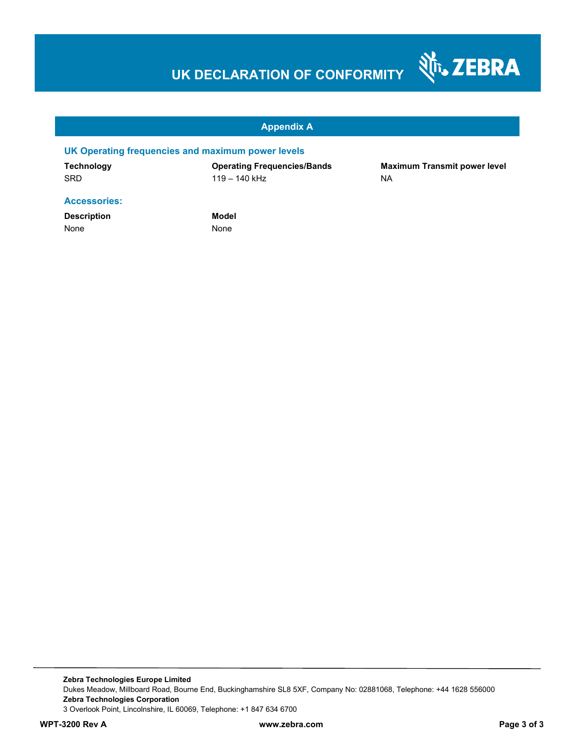# UK DECLARATION OF CONFORMITY

## Appendix A

### UK Operating frequencies and maximum power levels

| Technology | Operating Frequencies/Bands | Maximum Transmit power level |
| --- | --- | --- |
| SRD | 119 – 140 kHz | NA |

### Accessories:

| Description | Model |
| --- | --- |
| None | None |

**Zebra Technologies Europe Limited**
Dukes Meadow, Millboard Road, Bourne End, Buckinghamshire SL8 5XF, Company No: 02881068, Telephone: +44 1628 556000
**Zebra Technologies Corporation**
3 Overlook Point, Lincolnshire, IL 60069, Telephone: +1 847 634 6700

**WPT-3200 Rev A** **www.zebra.com**